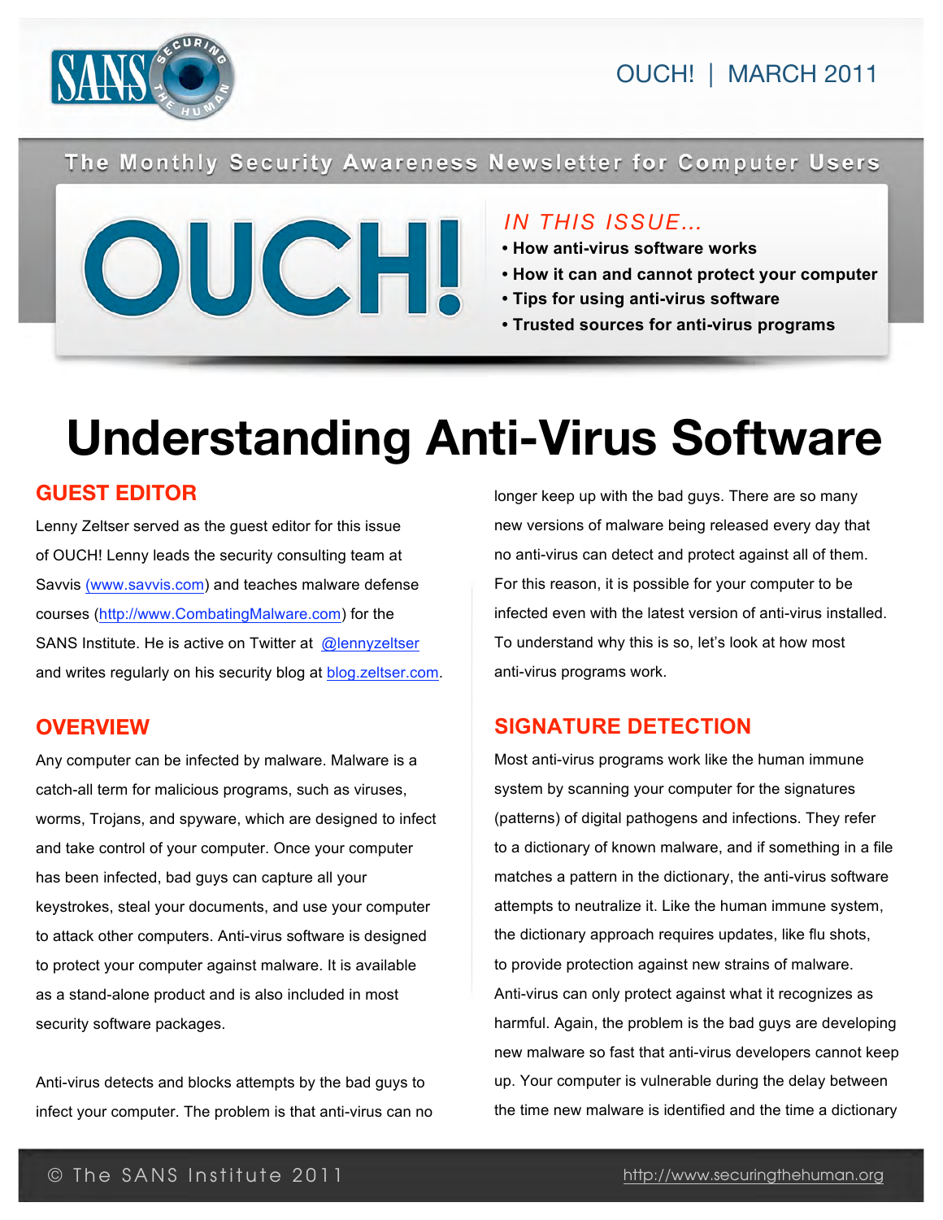OUCH! | MARCH 2011

The Monthly Security Awareness Newsletter for Computer Users

# OUCH!

*IN THIS ISSUE...*

- How anti-virus software works
- How it can and cannot protect your computer
- Tips for using anti-virus software
- Trusted sources for anti-virus programs

# Understanding Anti-Virus Software

## GUEST EDITOR

Lenny Zeltser served as the guest editor for this issue of OUCH! Lenny leads the security consulting team at Savvis (www.savvis.com) and teaches malware defense courses (http://www.CombatingMalware.com) for the SANS Institute. He is active on Twitter at @lennyzeltser and writes regularly on his security blog at blog.zeltser.com.

## OVERVIEW

Any computer can be infected by malware. Malware is a catch-all term for malicious programs, such as viruses, worms, Trojans, and spyware, which are designed to infect and take control of your computer. Once your computer has been infected, bad guys can capture all your keystrokes, steal your documents, and use your computer to attack other computers. Anti-virus software is designed to protect your computer against malware. It is available as a stand-alone product and is also included in most security software packages.

Anti-virus detects and blocks attempts by the bad guys to infect your computer. The problem is that anti-virus can no longer keep up with the bad guys. There are so many new versions of malware being released every day that no anti-virus can detect and protect against all of them. For this reason, it is possible for your computer to be infected even with the latest version of anti-virus installed. To understand why this is so, let's look at how most anti-virus programs work.

## SIGNATURE DETECTION

Most anti-virus programs work like the human immune system by scanning your computer for the signatures (patterns) of digital pathogens and infections. They refer to a dictionary of known malware, and if something in a file matches a pattern in the dictionary, the anti-virus software attempts to neutralize it. Like the human immune system, the dictionary approach requires updates, like flu shots, to provide protection against new strains of malware. Anti-virus can only protect against what it recognizes as harmful. Again, the problem is the bad guys are developing new malware so fast that anti-virus developers cannot keep up. Your computer is vulnerable during the delay between the time new malware is identified and the time a dictionary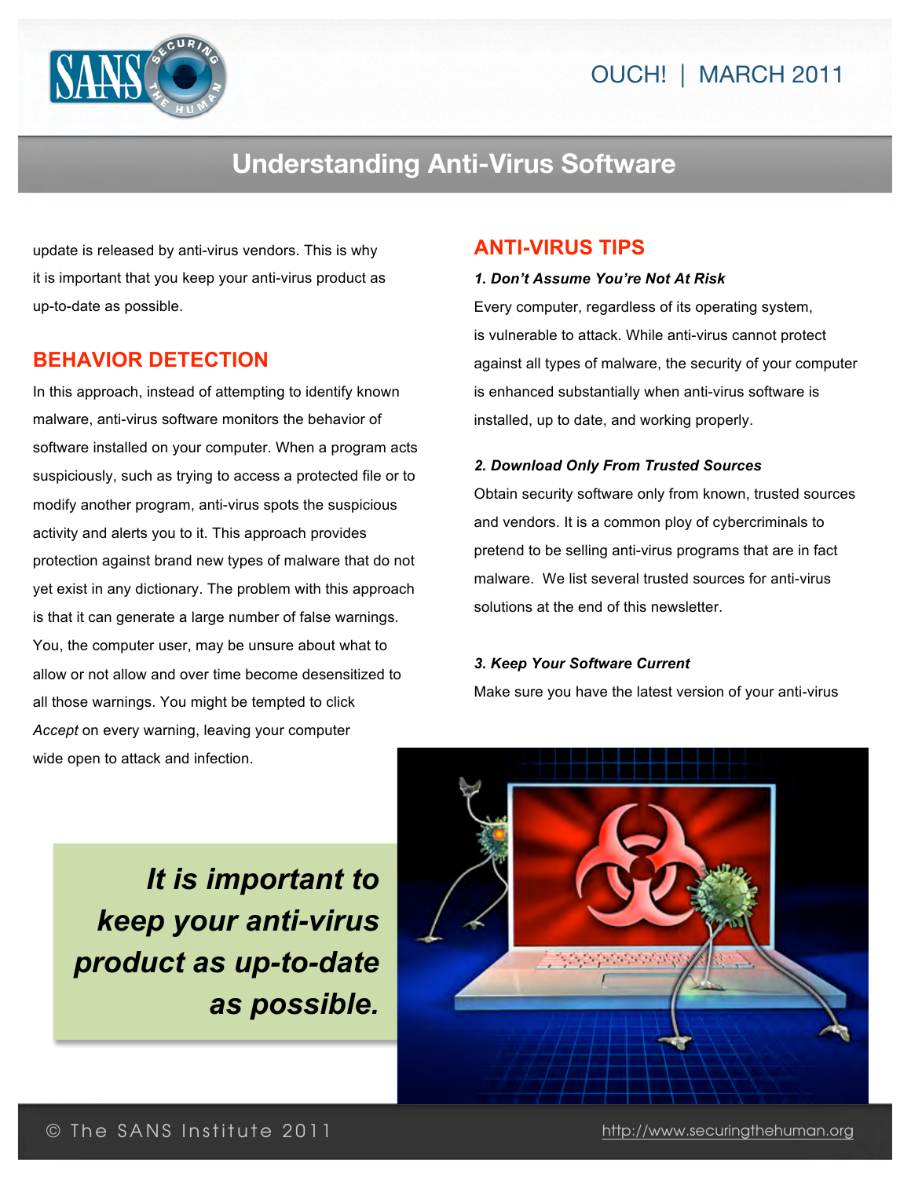update is released by anti-virus vendors. This is why it is important that you keep your anti-virus product as up-to-date as possible.

## BEHAVIOR DETECTION

In this approach, instead of attempting to identify known malware, anti-virus software monitors the behavior of software installed on your computer. When a program acts suspiciously, such as trying to access a protected file or to modify another program, anti-virus spots the suspicious activity and alerts you to it. This approach provides protection against brand new types of malware that do not yet exist in any dictionary. The problem with this approach is that it can generate a large number of false warnings. You, the computer user, may be unsure about what to allow or not allow and over time become desensitized to all those warnings. You might be tempted to click *Accept* on every warning, leaving your computer wide open to attack and infection.

> ***It is important to keep your anti-virus product as up-to-date as possible.***

## ANTI-VIRUS TIPS

***1. Don't Assume You're Not At Risk***

Every computer, regardless of its operating system, is vulnerable to attack. While anti-virus cannot protect against all types of malware, the security of your computer is enhanced substantially when anti-virus software is installed, up to date, and working properly.

***2. Download Only From Trusted Sources***

Obtain security software only from known, trusted sources and vendors. It is a common ploy of cybercriminals to pretend to be selling anti-virus programs that are in fact malware. We list several trusted sources for anti-virus solutions at the end of this newsletter.

***3. Keep Your Software Current***

Make sure you have the latest version of your anti-virus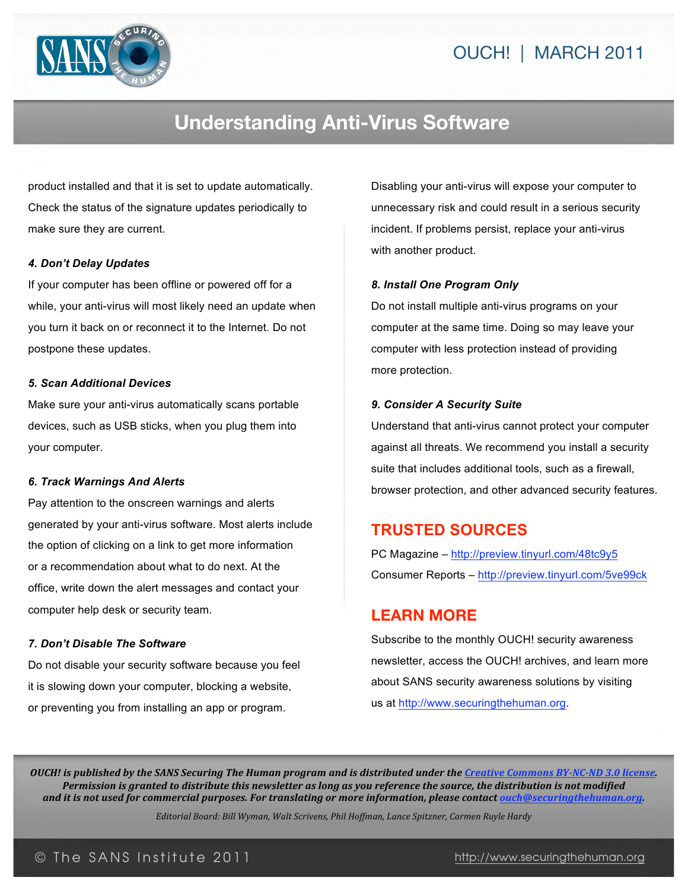product installed and that it is set to update automatically. Check the status of the signature updates periodically to make sure they are current.

***4. Don't Delay Updates***

If your computer has been offline or powered off for a while, your anti-virus will most likely need an update when you turn it back on or reconnect it to the Internet. Do not postpone these updates.

***5. Scan Additional Devices***

Make sure your anti-virus automatically scans portable devices, such as USB sticks, when you plug them into your computer.

***6. Track Warnings And Alerts***

Pay attention to the onscreen warnings and alerts generated by your anti-virus software. Most alerts include the option of clicking on a link to get more information or a recommendation about what to do next. At the office, write down the alert messages and contact your computer help desk or security team.

***7. Don't Disable The Software***

Do not disable your security software because you feel it is slowing down your computer, blocking a website, or preventing you from installing an app or program. Disabling your anti-virus will expose your computer to unnecessary risk and could result in a serious security incident. If problems persist, replace your anti-virus with another product.

***8. Install One Program Only***

Do not install multiple anti-virus programs on your computer at the same time. Doing so may leave your computer with less protection instead of providing more protection.

***9. Consider A Security Suite***

Understand that anti-virus cannot protect your computer against all threats. We recommend you install a security suite that includes additional tools, such as a firewall, browser protection, and other advanced security features.

## TRUSTED SOURCES

PC Magazine – http://preview.tinyurl.com/48tc9y5

Consumer Reports – http://preview.tinyurl.com/5ve99ck

## LEARN MORE

Subscribe to the monthly OUCH! security awareness newsletter, access the OUCH! archives, and learn more about SANS security awareness solutions by visiting us at http://www.securingthehuman.org.

***OUCH! is published by the SANS Securing The Human program and is distributed under the Creative Commons BY-NC-ND 3.0 license. Permission is granted to distribute this newsletter as long as you reference the source, the distribution is not modified and it is not used for commercial purposes. For translating or more information, please contact ouch@securingthehuman.org.***

*Editorial Board: Bill Wyman, Walt Scrivens, Phil Hoffman, Lance Spitzner, Carmen Ruyle Hardy*

© The SANS Institute 2011 http://www.securingthehuman.org